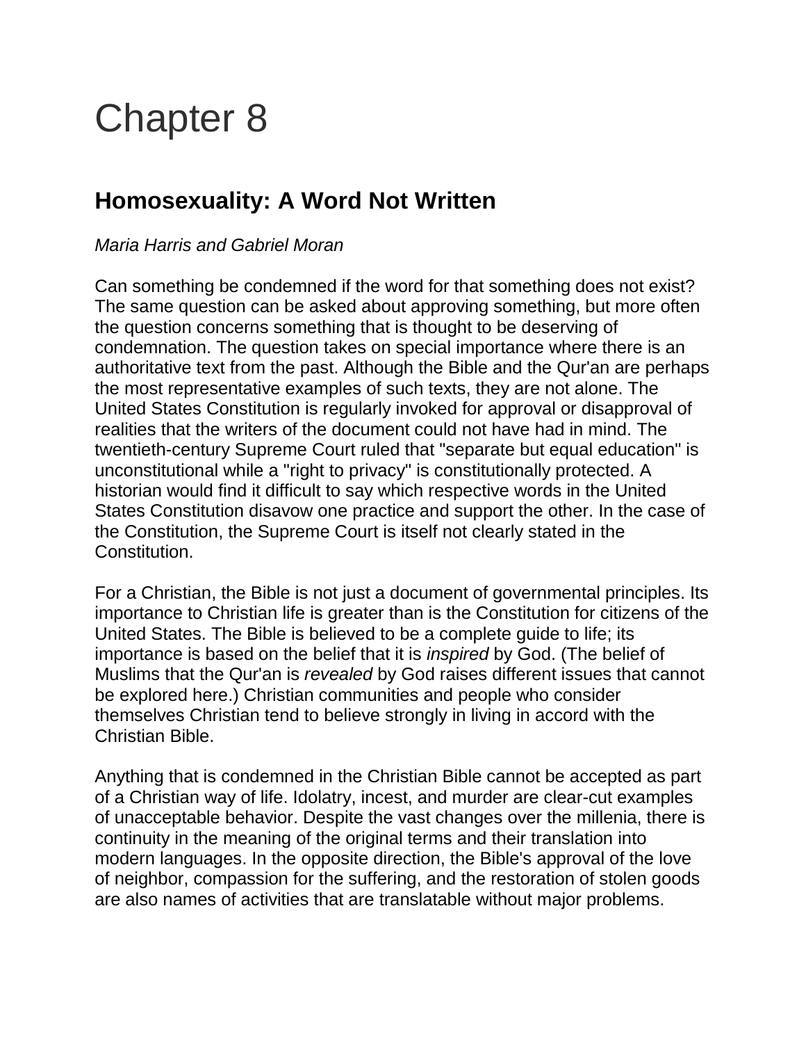# Chapter 8

## Homosexuality: A Word Not Written

*Maria Harris and Gabriel Moran*

Can something be condemned if the word for that something does not exist? The same question can be asked about approving something, but more often the question concerns something that is thought to be deserving of condemnation. The question takes on special importance where there is an authoritative text from the past. Although the Bible and the Qur'an are perhaps the most representative examples of such texts, they are not alone. The United States Constitution is regularly invoked for approval or disapproval of realities that the writers of the document could not have had in mind. The twentieth-century Supreme Court ruled that "separate but equal education" is unconstitutional while a "right to privacy" is constitutionally protected. A historian would find it difficult to say which respective words in the United States Constitution disavow one practice and support the other. In the case of the Constitution, the Supreme Court is itself not clearly stated in the Constitution.

For a Christian, the Bible is not just a document of governmental principles. Its importance to Christian life is greater than is the Constitution for citizens of the United States. The Bible is believed to be a complete guide to life; its importance is based on the belief that it is *inspired* by God. (The belief of Muslims that the Qur'an is *revealed* by God raises different issues that cannot be explored here.) Christian communities and people who consider themselves Christian tend to believe strongly in living in accord with the Christian Bible.

Anything that is condemned in the Christian Bible cannot be accepted as part of a Christian way of life. Idolatry, incest, and murder are clear-cut examples of unacceptable behavior. Despite the vast changes over the millenia, there is continuity in the meaning of the original terms and their translation into modern languages. In the opposite direction, the Bible's approval of the love of neighbor, compassion for the suffering, and the restoration of stolen goods are also names of activities that are translatable without major problems.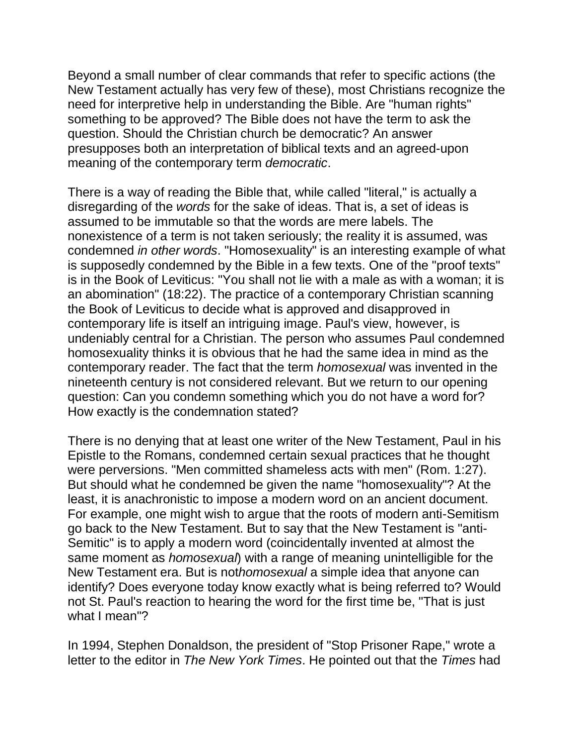Beyond a small number of clear commands that refer to specific actions (the New Testament actually has very few of these), most Christians recognize the need for interpretive help in understanding the Bible. Are "human rights" something to be approved? The Bible does not have the term to ask the question. Should the Christian church be democratic? An answer presupposes both an interpretation of biblical texts and an agreed-upon meaning of the contemporary term *democratic*.

There is a way of reading the Bible that, while called "literal," is actually a disregarding of the *words* for the sake of ideas. That is, a set of ideas is assumed to be immutable so that the words are mere labels. The nonexistence of a term is not taken seriously; the reality it is assumed, was condemned *in other words*. "Homosexuality" is an interesting example of what is supposedly condemned by the Bible in a few texts. One of the "proof texts" is in the Book of Leviticus: "You shall not lie with a male as with a woman; it is an abomination" (18:22). The practice of a contemporary Christian scanning the Book of Leviticus to decide what is approved and disapproved in contemporary life is itself an intriguing image. Paul's view, however, is undeniably central for a Christian. The person who assumes Paul condemned homosexuality thinks it is obvious that he had the same idea in mind as the contemporary reader. The fact that the term *homosexual* was invented in the nineteenth century is not considered relevant. But we return to our opening question: Can you condemn something which you do not have a word for? How exactly is the condemnation stated?

There is no denying that at least one writer of the New Testament, Paul in his Epistle to the Romans, condemned certain sexual practices that he thought were perversions. "Men committed shameless acts with men" (Rom. 1:27). But should what he condemned be given the name "homosexuality"? At the least, it is anachronistic to impose a modern word on an ancient document. For example, one might wish to argue that the roots of modern anti-Semitism go back to the New Testament. But to say that the New Testament is "anti-Semitic" is to apply a modern word (coincidentally invented at almost the same moment as *homosexual*) with a range of meaning unintelligible for the New Testament era. But is not*homosexual* a simple idea that anyone can identify? Does everyone today know exactly what is being referred to? Would not St. Paul's reaction to hearing the word for the first time be, "That is just what I mean"?

In 1994, Stephen Donaldson, the president of "Stop Prisoner Rape," wrote a letter to the editor in *The New York Times*. He pointed out that the *Times* had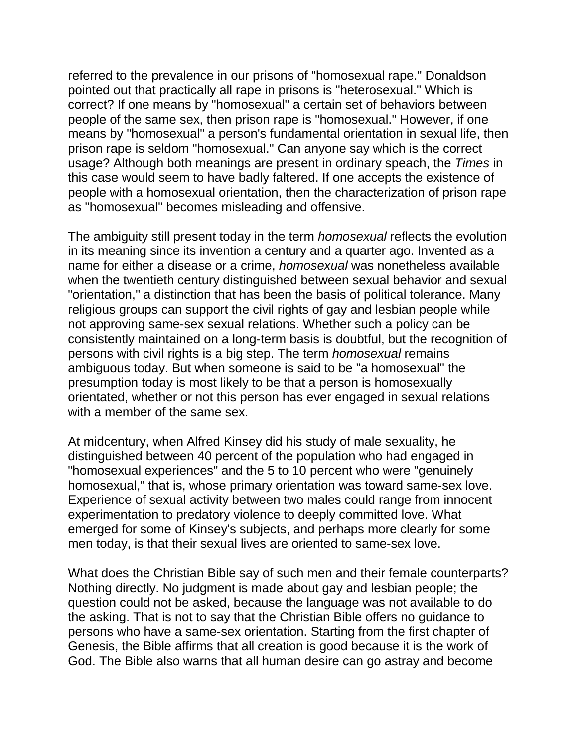referred to the prevalence in our prisons of "homosexual rape." Donaldson pointed out that practically all rape in prisons is "heterosexual." Which is correct? If one means by "homosexual" a certain set of behaviors between people of the same sex, then prison rape is "homosexual." However, if one means by "homosexual" a person's fundamental orientation in sexual life, then prison rape is seldom "homosexual." Can anyone say which is the correct usage? Although both meanings are present in ordinary speach, the *Times* in this case would seem to have badly faltered. If one accepts the existence of people with a homosexual orientation, then the characterization of prison rape as "homosexual" becomes misleading and offensive.

The ambiguity still present today in the term *homosexual* reflects the evolution in its meaning since its invention a century and a quarter ago. Invented as a name for either a disease or a crime, *homosexual* was nonetheless available when the twentieth century distinguished between sexual behavior and sexual "orientation," a distinction that has been the basis of political tolerance. Many religious groups can support the civil rights of gay and lesbian people while not approving same-sex sexual relations. Whether such a policy can be consistently maintained on a long-term basis is doubtful, but the recognition of persons with civil rights is a big step. The term *homosexual* remains ambiguous today. But when someone is said to be "a homosexual" the presumption today is most likely to be that a person is homosexually orientated, whether or not this person has ever engaged in sexual relations with a member of the same sex.

At midcentury, when Alfred Kinsey did his study of male sexuality, he distinguished between 40 percent of the population who had engaged in "homosexual experiences" and the 5 to 10 percent who were "genuinely homosexual," that is, whose primary orientation was toward same-sex love. Experience of sexual activity between two males could range from innocent experimentation to predatory violence to deeply committed love. What emerged for some of Kinsey's subjects, and perhaps more clearly for some men today, is that their sexual lives are oriented to same-sex love.

What does the Christian Bible say of such men and their female counterparts? Nothing directly. No judgment is made about gay and lesbian people; the question could not be asked, because the language was not available to do the asking. That is not to say that the Christian Bible offers no guidance to persons who have a same-sex orientation. Starting from the first chapter of Genesis, the Bible affirms that all creation is good because it is the work of God. The Bible also warns that all human desire can go astray and become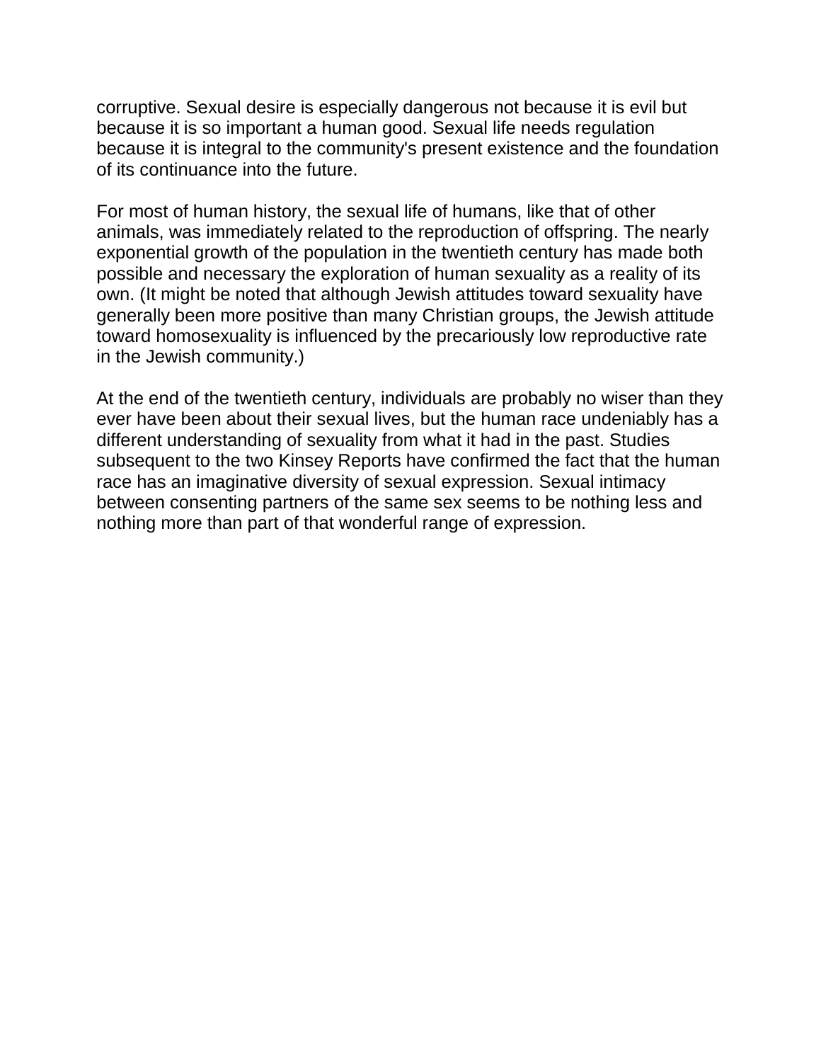corruptive. Sexual desire is especially dangerous not because it is evil but because it is so important a human good. Sexual life needs regulation because it is integral to the community's present existence and the foundation of its continuance into the future.

For most of human history, the sexual life of humans, like that of other animals, was immediately related to the reproduction of offspring. The nearly exponential growth of the population in the twentieth century has made both possible and necessary the exploration of human sexuality as a reality of its own. (It might be noted that although Jewish attitudes toward sexuality have generally been more positive than many Christian groups, the Jewish attitude toward homosexuality is influenced by the precariously low reproductive rate in the Jewish community.)

At the end of the twentieth century, individuals are probably no wiser than they ever have been about their sexual lives, but the human race undeniably has a different understanding of sexuality from what it had in the past. Studies subsequent to the two Kinsey Reports have confirmed the fact that the human race has an imaginative diversity of sexual expression. Sexual intimacy between consenting partners of the same sex seems to be nothing less and nothing more than part of that wonderful range of expression.